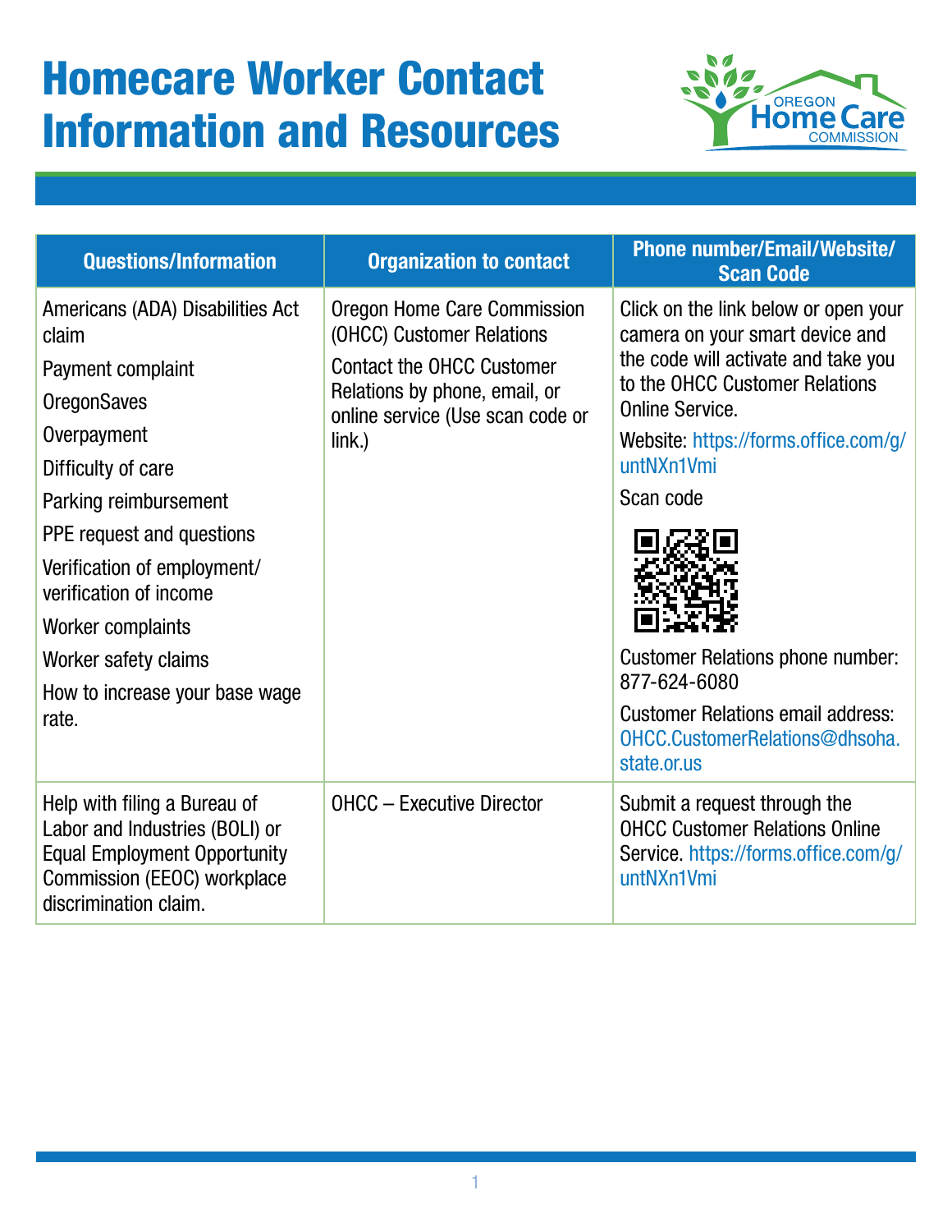# Homecare Worker Contact Information and Resources

| Questions/Information | Organization to contact | Phone number/Email/Website/ Scan Code |
|---|---|---|
| Americans (ADA) Disabilities Act claim<br>Payment complaint<br>OregonSaves<br>Overpayment<br>Difficulty of care<br>Parking reimbursement<br>PPE request and questions<br>Verification of employment/ verification of income<br>Worker complaints<br>Worker safety claims<br>How to increase your base wage rate. | Oregon Home Care Commission (OHCC) Customer Relations<br>Contact the OHCC Customer Relations by phone, email, or online service (Use scan code or link.) | Click on the link below or open your camera on your smart device and the code will activate and take you to the OHCC Customer Relations Online Service.<br>Website: https://forms.office.com/g/untNXn1Vmi<br>Scan code<br>Customer Relations phone number: 877-624-6080<br>Customer Relations email address: OHCC.CustomerRelations@dhsoha.state.or.us |
| Help with filing a Bureau of Labor and Industries (BOLI) or Equal Employment Opportunity Commission (EEOC) workplace discrimination claim. | OHCC – Executive Director | Submit a request through the OHCC Customer Relations Online Service. https://forms.office.com/g/untNXn1Vmi |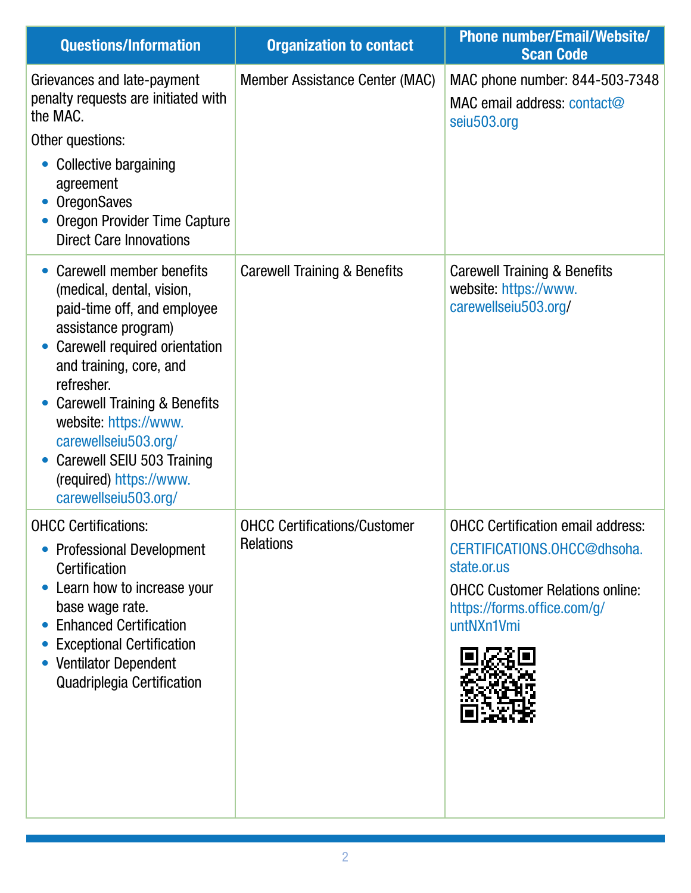| Questions/Information | Organization to contact | Phone number/Email/Website/ Scan Code |
|---|---|---|
| Grievances and late-payment penalty requests are initiated with the MAC.<br>Other questions:<br>• Collective bargaining agreement<br>• OregonSaves<br>• Oregon Provider Time Capture Direct Care Innovations | Member Assistance Center (MAC) | MAC phone number: 844-503-7348<br>MAC email address: contact@seiu503.org |
| • Carewell member benefits (medical, dental, vision, paid-time off, and employee assistance program)<br>• Carewell required orientation and training, core, and refresher.<br>• Carewell Training & Benefits website: https://www.carewellseiu503.org/<br>• Carewell SEIU 503 Training (required) https://www.carewellseiu503.org/ | Carewell Training & Benefits | Carewell Training & Benefits website: https://www.carewellseiu503.org/ |
| OHCC Certifications:<br>• Professional Development Certification<br>• Learn how to increase your base wage rate.<br>• Enhanced Certification<br>• Exceptional Certification<br>• Ventilator Dependent Quadriplegia Certification | OHCC Certifications/Customer Relations | OHCC Certification email address: CERTIFICATIONS.OHCC@dhsoha.state.or.us<br>OHCC Customer Relations online: https://forms.office.com/g/untNXn1Vmi |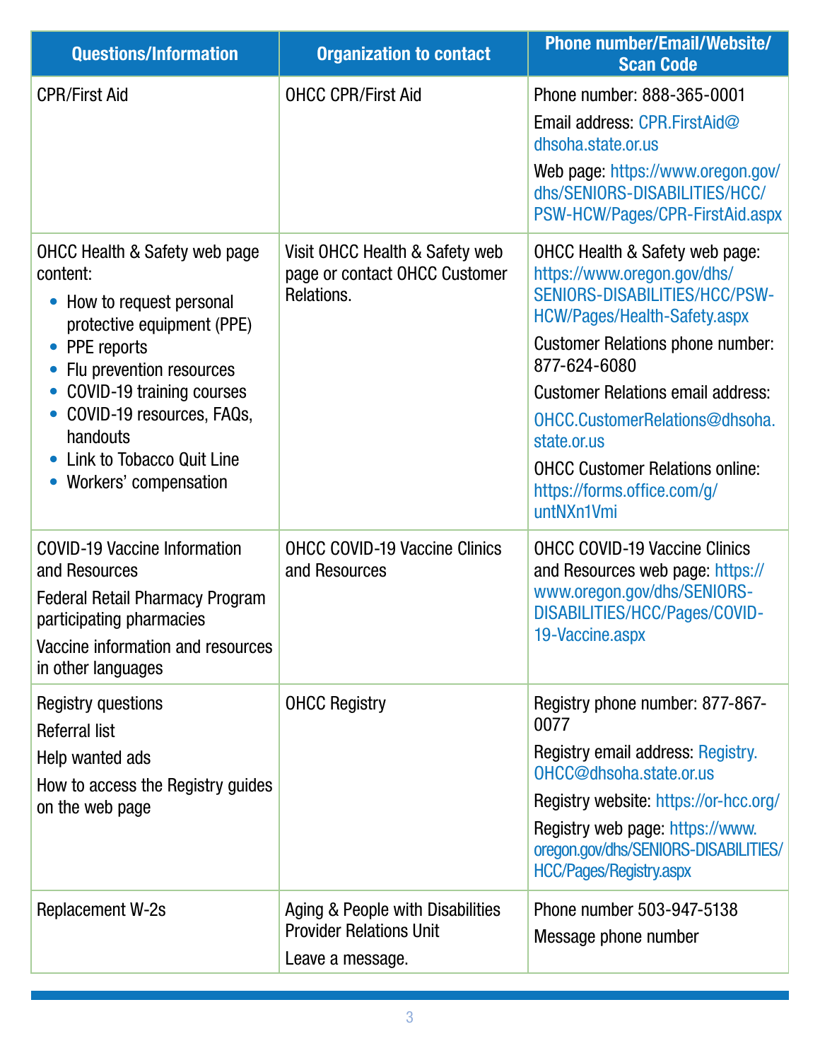| Questions/Information | Organization to contact | Phone number/Email/Website/ Scan Code |
| --- | --- | --- |
| CPR/First Aid | OHCC CPR/First Aid | Phone number: 888-365-0001<br>Email address: CPR.FirstAid@dhsoha.state.or.us<br>Web page: https://www.oregon.gov/dhs/SENIORS-DISABILITIES/HCC/PSW-HCW/Pages/CPR-FirstAid.aspx |
| OHCC Health & Safety web page content:<br>• How to request personal protective equipment (PPE)<br>• PPE reports<br>• Flu prevention resources<br>• COVID-19 training courses<br>• COVID-19 resources, FAQs, handouts<br>• Link to Tobacco Quit Line<br>• Workers' compensation | Visit OHCC Health & Safety web page or contact OHCC Customer Relations. | OHCC Health & Safety web page: https://www.oregon.gov/dhs/SENIORS-DISABILITIES/HCC/PSW-HCW/Pages/Health-Safety.aspx<br>Customer Relations phone number: 877-624-6080<br>Customer Relations email address: OHCC.CustomerRelations@dhsoha.state.or.us<br>OHCC Customer Relations online: https://forms.office.com/g/untNXn1Vmi |
| COVID-19 Vaccine Information and Resources<br>Federal Retail Pharmacy Program participating pharmacies<br>Vaccine information and resources in other languages | OHCC COVID-19 Vaccine Clinics and Resources | OHCC COVID-19 Vaccine Clinics and Resources web page: https://www.oregon.gov/dhs/SENIORS-DISABILITIES/HCC/Pages/COVID-19-Vaccine.aspx |
| Registry questions<br>Referral list<br>Help wanted ads<br>How to access the Registry guides on the web page | OHCC Registry | Registry phone number: 877-867-0077<br>Registry email address: Registry.OHCC@dhsoha.state.or.us<br>Registry website: https://or-hcc.org/<br>Registry web page: https://www.oregon.gov/dhs/SENIORS-DISABILITIES/HCC/Pages/Registry.aspx |
| Replacement W-2s | Aging & People with Disabilities Provider Relations Unit<br>Leave a message. | Phone number 503-947-5138<br>Message phone number |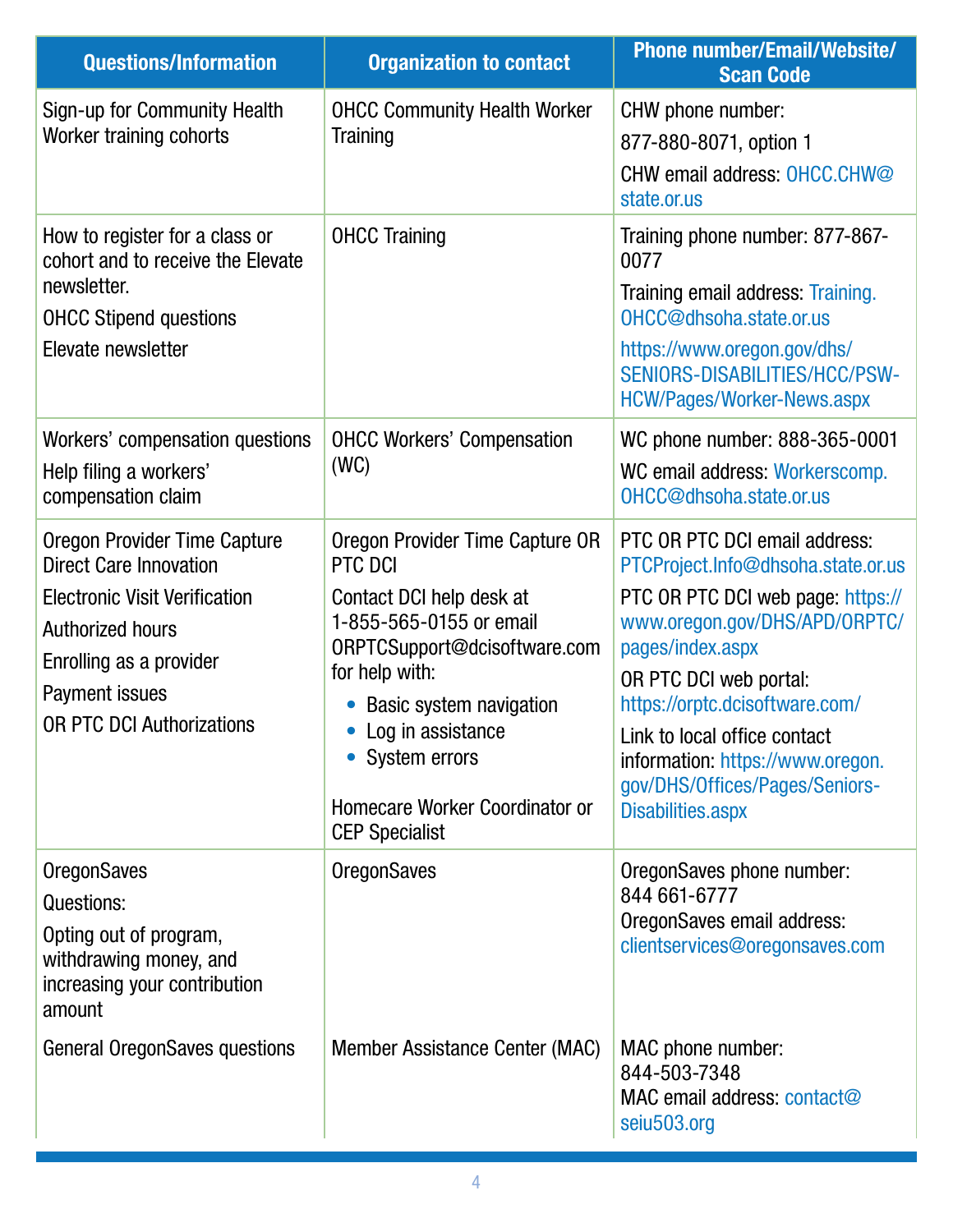| Questions/Information | Organization to contact | Phone number/Email/Website/ Scan Code |
|---|---|---|
| Sign-up for Community Health Worker training cohorts | OHCC Community Health Worker Training | CHW phone number: 877-880-8071, option 1<br>CHW email address: OHCC.CHW@state.or.us |
| How to register for a class or cohort and to receive the Elevate newsletter.<br>OHCC Stipend questions<br>Elevate newsletter | OHCC Training | Training phone number: 877-867-0077<br>Training email address: Training.OHCC@dhsoha.state.or.us<br>https://www.oregon.gov/dhs/SENIORS-DISABILITIES/HCC/PSW-HCW/Pages/Worker-News.aspx |
| Workers' compensation questions<br>Help filing a workers' compensation claim | OHCC Workers' Compensation (WC) | WC phone number: 888-365-0001<br>WC email address: Workerscomp.OHCC@dhsoha.state.or.us |
| Oregon Provider Time Capture Direct Care Innovation<br>Electronic Visit Verification<br>Authorized hours<br>Enrolling as a provider<br>Payment issues<br>OR PTC DCI Authorizations | Oregon Provider Time Capture OR PTC DCI<br>Contact DCI help desk at 1-855-565-0155 or email ORPTCSupport@dcisoftware.com for help with:<br>• Basic system navigation<br>• Log in assistance<br>• System errors<br><br>Homecare Worker Coordinator or CEP Specialist | PTC OR PTC DCI email address: PTCProject.Info@dhsoha.state.or.us<br>PTC OR PTC DCI web page: https://www.oregon.gov/DHS/APD/ORPTC/pages/index.aspx<br>OR PTC DCI web portal: https://orptc.dcisoftware.com/<br>Link to local office contact information: https://www.oregon.gov/DHS/Offices/Pages/Seniors-Disabilities.aspx |
| OregonSaves<br>Questions:<br>Opting out of program, withdrawing money, and increasing your contribution amount | OregonSaves | OregonSaves phone number: 844 661-6777<br>OregonSaves email address: clientservices@oregonsaves.com |
| General OregonSaves questions | Member Assistance Center (MAC) | MAC phone number: 844-503-7348<br>MAC email address: contact@seiu503.org |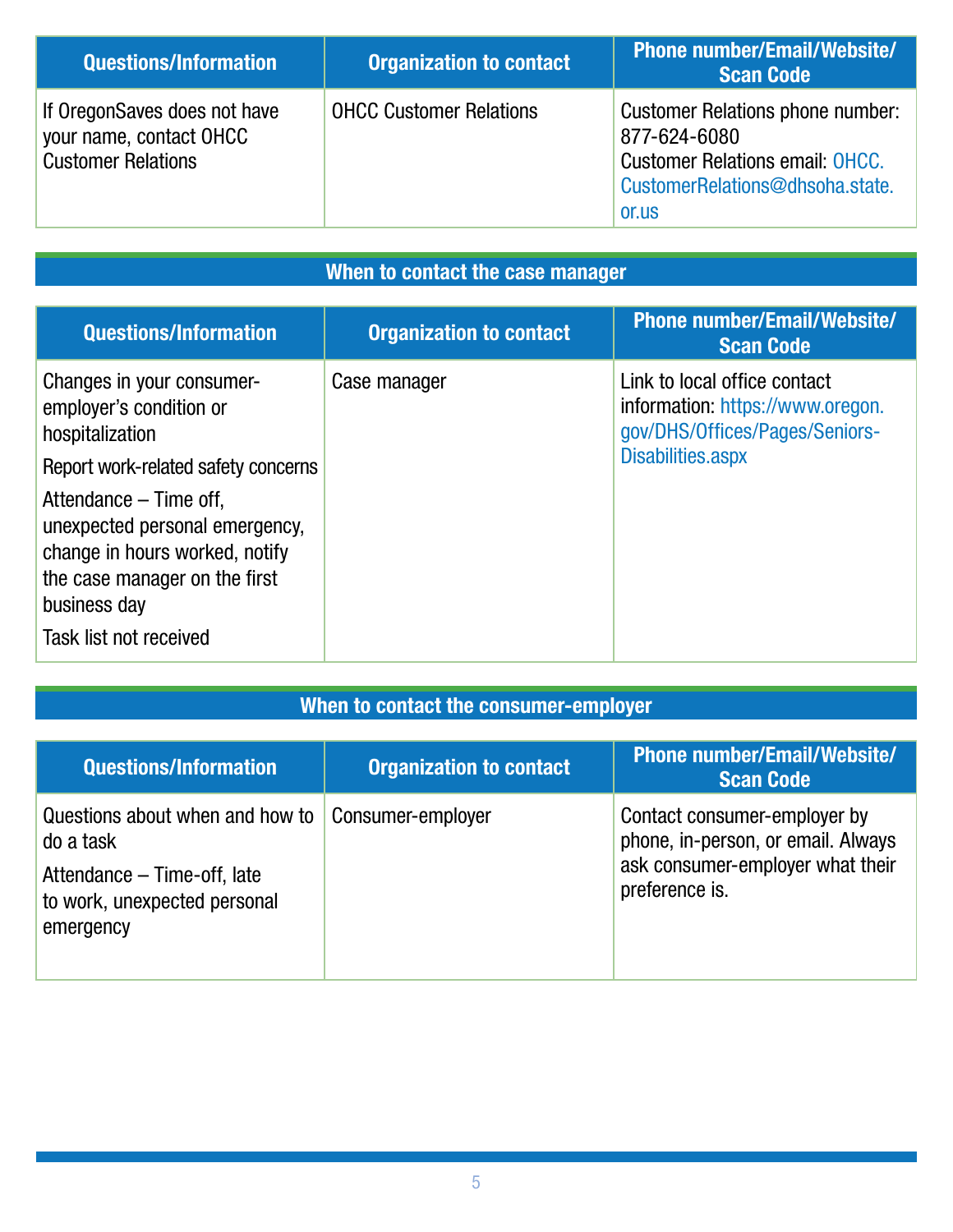| Questions/Information | Organization to contact | Phone number/Email/Website/ Scan Code |
| --- | --- | --- |
| If OregonSaves does not have your name, contact OHCC Customer Relations | OHCC Customer Relations | Customer Relations phone number: 877-624-6080<br>Customer Relations email: OHCC.CustomerRelations@dhsoha.state.or.us |

## When to contact the case manager

| Questions/Information | Organization to contact | Phone number/Email/Website/ Scan Code |
| --- | --- | --- |
| Changes in your consumer-employer's condition or hospitalization<br>Report work-related safety concerns<br>Attendance – Time off, unexpected personal emergency, change in hours worked, notify the case manager on the first business day<br>Task list not received | Case manager | Link to local office contact information: https://www.oregon.gov/DHS/Offices/Pages/Seniors-Disabilities.aspx |

## When to contact the consumer-employer

| Questions/Information | Organization to contact | Phone number/Email/Website/ Scan Code |
| --- | --- | --- |
| Questions about when and how to do a task<br>Attendance – Time-off, late to work, unexpected personal emergency | Consumer-employer | Contact consumer-employer by phone, in-person, or email. Always ask consumer-employer what their preference is. |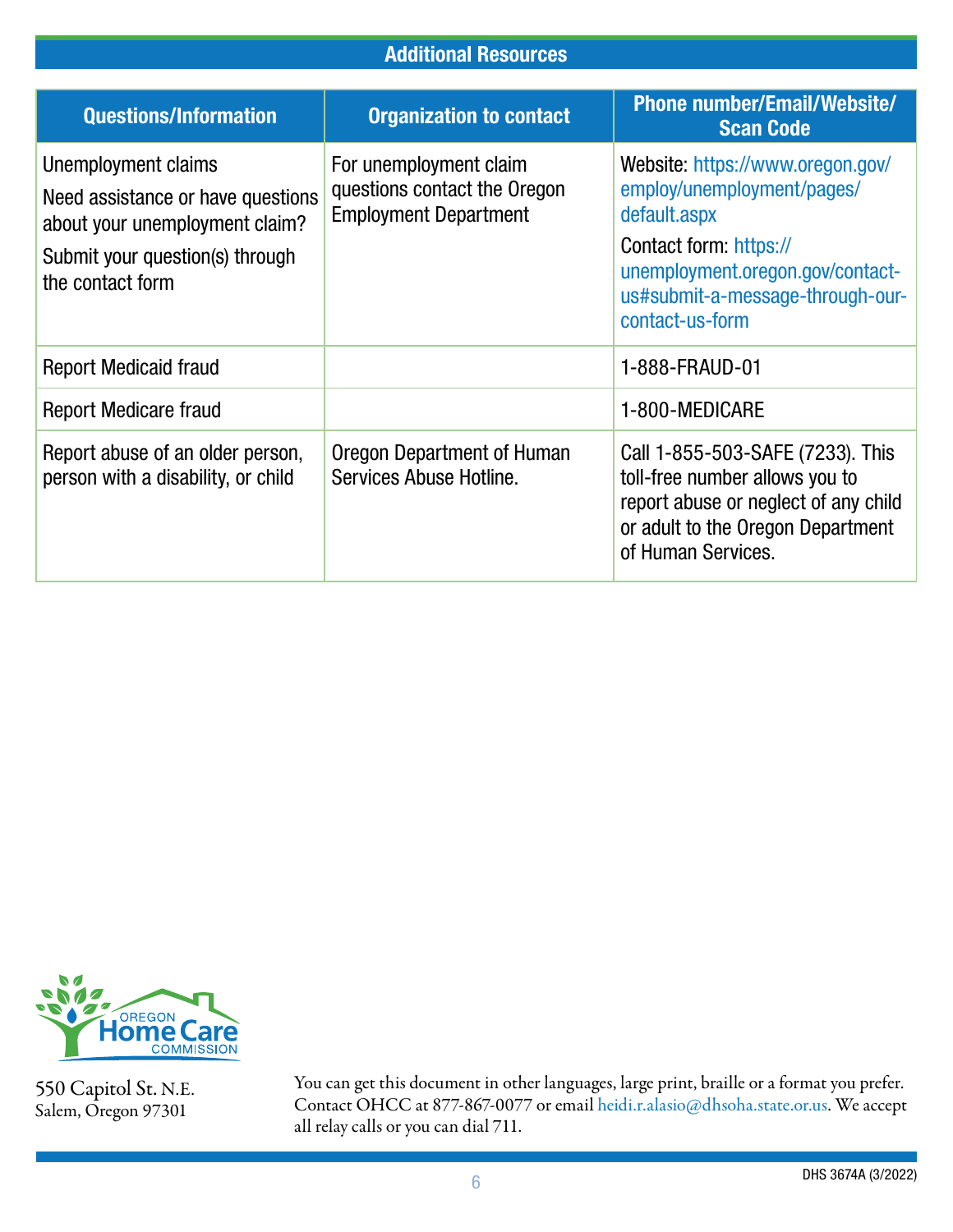## Additional Resources

| Questions/Information | Organization to contact | Phone number/Email/Website/ Scan Code |
|---|---|---|
| Unemployment claims<br>Need assistance or have questions about your unemployment claim?<br>Submit your question(s) through the contact form | For unemployment claim questions contact the Oregon Employment Department | Website: https://www.oregon.gov/employ/unemployment/pages/default.aspx<br>Contact form: https://unemployment.oregon.gov/contact-us#submit-a-message-through-our-contact-us-form |
| Report Medicaid fraud | | 1-888-FRAUD-01 |
| Report Medicare fraud | | 1-800-MEDICARE |
| Report abuse of an older person, person with a disability, or child | Oregon Department of Human Services Abuse Hotline. | Call 1-855-503-SAFE (7233). This toll-free number allows you to report abuse or neglect of any child or adult to the Oregon Department of Human Services. |

Oregon Home Care Commission

550 Capitol St. N.E.
Salem, Oregon 97301

You can get this document in other languages, large print, braille or a format you prefer. Contact OHCC at 877-867-0077 or email heidi.r.alasio@dhsoha.state.or.us. We accept all relay calls or you can dial 711.

DHS 3674A (3/2022)